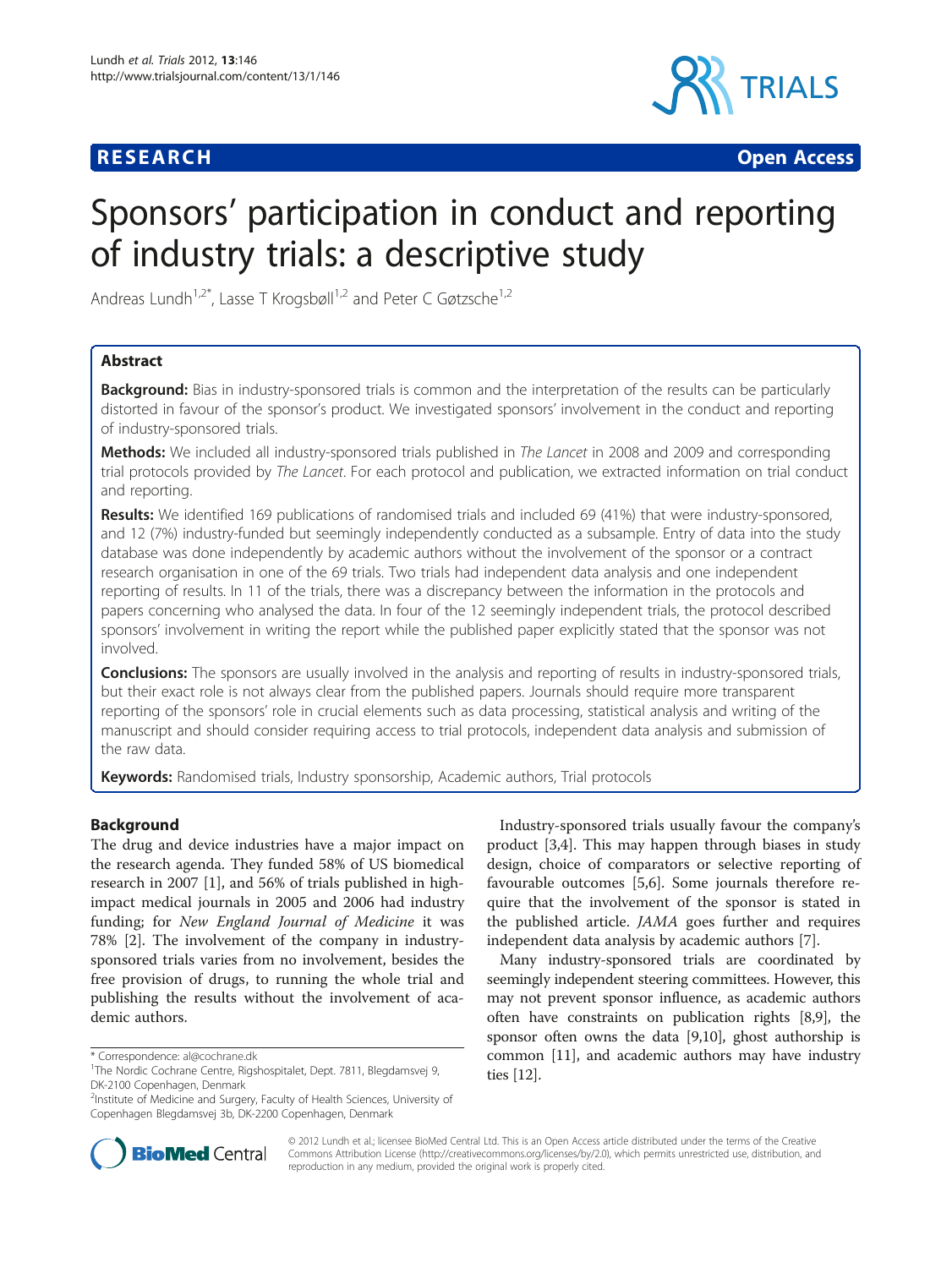RESEARCH Open Access

# Sponsors' participation in conduct and reporting of industry trials: a descriptive study

Andreas Lundh[1,2*], Lasse T Krogsbøll[1,2] and Peter C Gøtzsche[1,2]

## Abstract

**Background:** Bias in industry-sponsored trials is common and the interpretation of the results can be particularly distorted in favour of the sponsor's product. We investigated sponsors' involvement in the conduct and reporting of industry-sponsored trials.

**Methods:** We included all industry-sponsored trials published in *The Lancet* in 2008 and 2009 and corresponding trial protocols provided by *The Lancet*. For each protocol and publication, we extracted information on trial conduct and reporting.

**Results:** We identified 169 publications of randomised trials and included 69 (41%) that were industry-sponsored, and 12 (7%) industry-funded but seemingly independently conducted as a subsample. Entry of data into the study database was done independently by academic authors without the involvement of the sponsor or a contract research organisation in one of the 69 trials. Two trials had independent data analysis and one independent reporting of results. In 11 of the trials, there was a discrepancy between the information in the protocols and papers concerning who analysed the data. In four of the 12 seemingly independent trials, the protocol described sponsors' involvement in writing the report while the published paper explicitly stated that the sponsor was not involved.

**Conclusions:** The sponsors are usually involved in the analysis and reporting of results in industry-sponsored trials, but their exact role is not always clear from the published papers. Journals should require more transparent reporting of the sponsors' role in crucial elements such as data processing, statistical analysis and writing of the manuscript and should consider requiring access to trial protocols, independent data analysis and submission of the raw data.

**Keywords:** Randomised trials, Industry sponsorship, Academic authors, Trial protocols

## Background

The drug and device industries have a major impact on the research agenda. They funded 58% of US biomedical research in 2007 [1], and 56% of trials published in high-impact medical journals in 2005 and 2006 had industry funding; for *New England Journal of Medicine* it was 78% [2]. The involvement of the company in industry-sponsored trials varies from no involvement, besides the free provision of drugs, to running the whole trial and publishing the results without the involvement of academic authors.

Industry-sponsored trials usually favour the company's product [3,4]. This may happen through biases in study design, choice of comparators or selective reporting of favourable outcomes [5,6]. Some journals therefore require that the involvement of the sponsor is stated in the published article. *JAMA* goes further and requires independent data analysis by academic authors [7].

Many industry-sponsored trials are coordinated by seemingly independent steering committees. However, this may not prevent sponsor influence, as academic authors often have constraints on publication rights [8,9], the sponsor often owns the data [9,10], ghost authorship is common [11], and academic authors may have industry ties [12].

\* Correspondence: al@cochrane.dk
[1]The Nordic Cochrane Centre, Rigshospitalet, Dept. 7811, Blegdamsvej 9, DK-2100 Copenhagen, Denmark
[2]Institute of Medicine and Surgery, Faculty of Health Sciences, University of Copenhagen Blegdamsvej 3b, DK-2200 Copenhagen, Denmark

© 2012 Lundh et al.; licensee BioMed Central Ltd. This is an Open Access article distributed under the terms of the Creative Commons Attribution License (http://creativecommons.org/licenses/by/2.0), which permits unrestricted use, distribution, and reproduction in any medium, provided the original work is properly cited.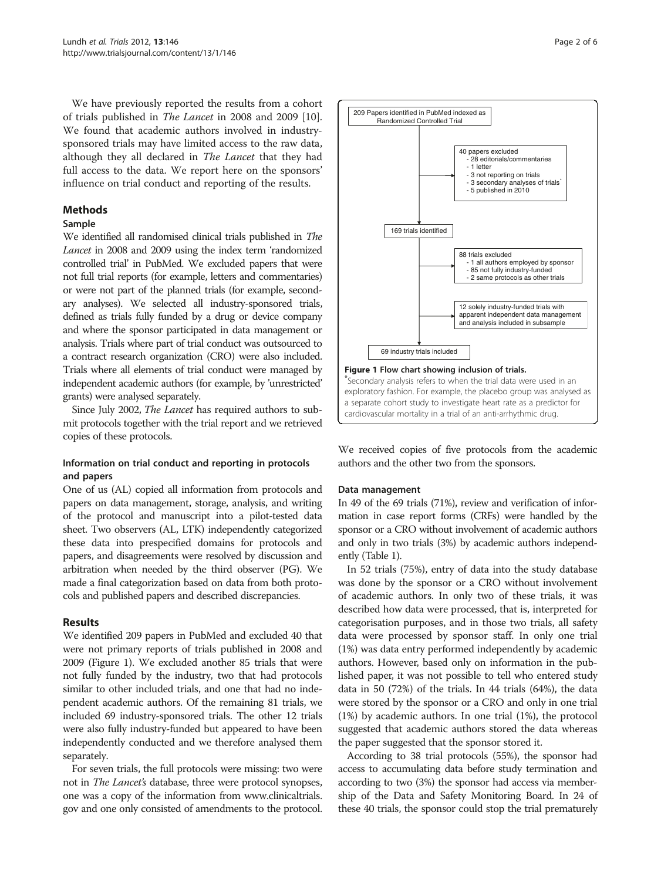We have previously reported the results from a cohort of trials published in *The Lancet* in 2008 and 2009 [10]. We found that academic authors involved in industry-sponsored trials may have limited access to the raw data, although they all declared in *The Lancet* that they had full access to the data. We report here on the sponsors' influence on trial conduct and reporting of the results.

## Methods

### Sample

We identified all randomised clinical trials published in *The Lancet* in 2008 and 2009 using the index term 'randomized controlled trial' in PubMed. We excluded papers that were not full trial reports (for example, letters and commentaries) or were not part of the planned trials (for example, secondary analyses). We selected all industry-sponsored trials, defined as trials fully funded by a drug or device company and where the sponsor participated in data management or analysis. Trials where part of trial conduct was outsourced to a contract research organization (CRO) were also included. Trials where all elements of trial conduct were managed by independent academic authors (for example, by 'unrestricted' grants) were analysed separately.

Since July 2002, *The Lancet* has required authors to submit protocols together with the trial report and we retrieved copies of these protocols.

### Information on trial conduct and reporting in protocols and papers

One of us (AL) copied all information from protocols and papers on data management, storage, analysis, and writing of the protocol and manuscript into a pilot-tested data sheet. Two observers (AL, LTK) independently categorized these data into prespecified domains for protocols and papers, and disagreements were resolved by discussion and arbitration when needed by the third observer (PG). We made a final categorization based on data from both protocols and published papers and described discrepancies.

## Results

We identified 209 papers in PubMed and excluded 40 that were not primary reports of trials published in 2008 and 2009 (Figure 1). We excluded another 85 trials that were not fully funded by the industry, two that had protocols similar to other included trials, and one that had no independent academic authors. Of the remaining 81 trials, we included 69 industry-sponsored trials. The other 12 trials were also fully industry-funded but appeared to have been independently conducted and we therefore analysed them separately.

For seven trials, the full protocols were missing: two were not in *The Lancet's* database, three were protocol synopses, one was a copy of the information from www.clinicaltrials.gov and one only consisted of amendments to the protocol.

209 Papers identified in PubMed indexed as Randomized Controlled Trial

40 papers excluded
- 28 editorials/commentaries
- 1 letter
- 3 not reporting on trials
- 3 secondary analyses of trials*
- 5 published in 2010

169 trials identified

88 trials excluded
- 1 all authors employed by sponsor
- 85 not fully industry-funded
- 2 same protocols as other trials

12 solely industry-funded trials with apparent independent data management and analysis included in subsample

69 industry trials included

**Figure 1 Flow chart showing inclusion of trials.**
*Secondary analysis refers to when the trial data were used in an exploratory fashion. For example, the placebo group was analysed as a separate cohort study to investigate heart rate as a predictor for cardiovascular mortality in a trial of an anti-arrhythmic drug.

We received copies of five protocols from the academic authors and the other two from the sponsors.

### Data management

In 49 of the 69 trials (71%), review and verification of information in case report forms (CRFs) were handled by the sponsor or a CRO without involvement of academic authors and only in two trials (3%) by academic authors independently (Table 1).

In 52 trials (75%), entry of data into the study database was done by the sponsor or a CRO without involvement of academic authors. In only two of these trials, it was described how data were processed, that is, interpreted for categorisation purposes, and in those two trials, all safety data were processed by sponsor staff. In only one trial (1%) was data entry performed independently by academic authors. However, based only on information in the published paper, it was not possible to tell who entered study data in 50 (72%) of the trials. In 44 trials (64%), the data were stored by the sponsor or a CRO and only in one trial (1%) by academic authors. In one trial (1%), the protocol suggested that academic authors stored the data whereas the paper suggested that the sponsor stored it.

According to 38 trial protocols (55%), the sponsor had access to accumulating data before study termination and according to two (3%) the sponsor had access via membership of the Data and Safety Monitoring Board. In 24 of these 40 trials, the sponsor could stop the trial prematurely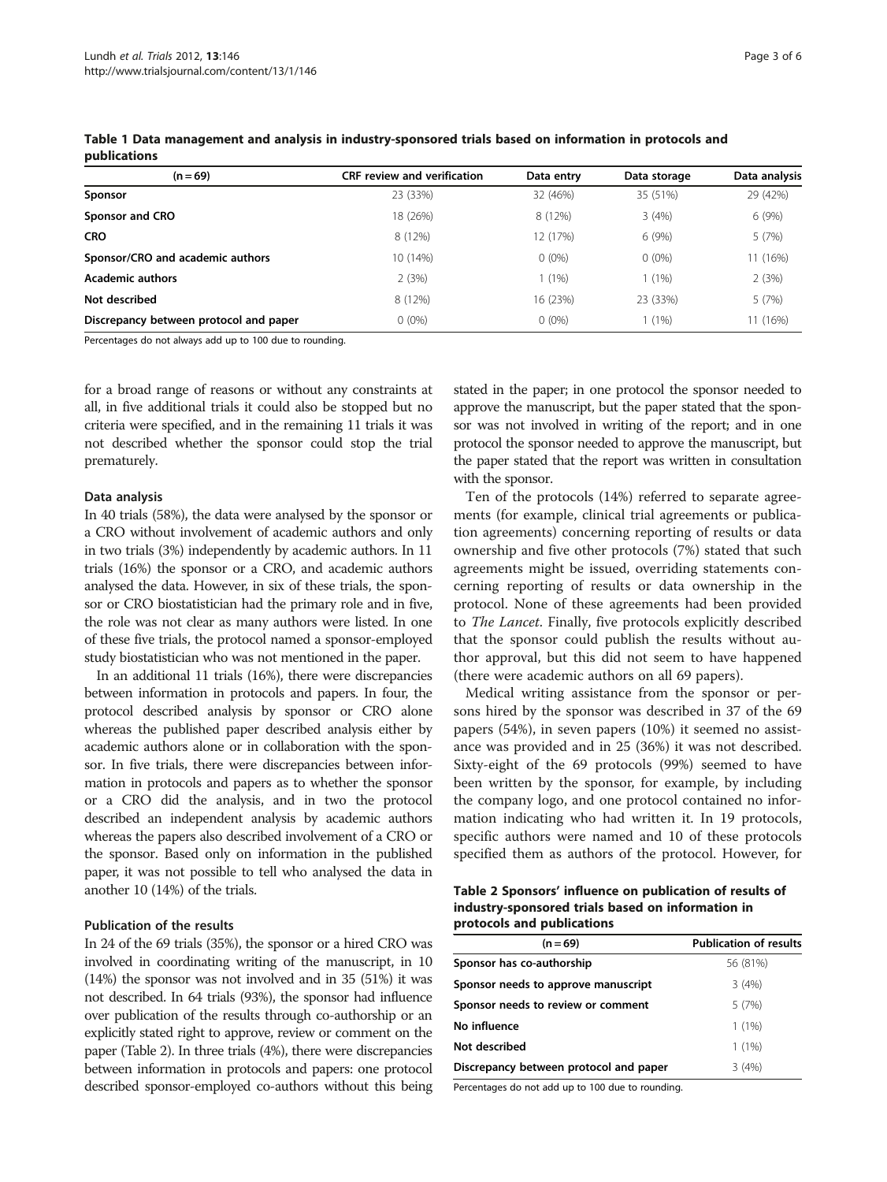**Table 1 Data management and analysis in industry-sponsored trials based on information in protocols and publications**

| (n = 69) | CRF review and verification | Data entry | Data storage | Data analysis |
|---|---|---|---|---|
| **Sponsor** | 23 (33%) | 32 (46%) | 35 (51%) | 29 (42%) |
| **Sponsor and CRO** | 18 (26%) | 8 (12%) | 3 (4%) | 6 (9%) |
| **CRO** | 8 (12%) | 12 (17%) | 6 (9%) | 5 (7%) |
| **Sponsor/CRO and academic authors** | 10 (14%) | 0 (0%) | 0 (0%) | 11 (16%) |
| **Academic authors** | 2 (3%) | 1 (1%) | 1 (1%) | 2 (3%) |
| **Not described** | 8 (12%) | 16 (23%) | 23 (33%) | 5 (7%) |
| **Discrepancy between protocol and paper** | 0 (0%) | 0 (0%) | 1 (1%) | 11 (16%) |

Percentages do not always add up to 100 due to rounding.

for a broad range of reasons or without any constraints at all, in five additional trials it could also be stopped but no criteria were specified, and in the remaining 11 trials it was not described whether the sponsor could stop the trial prematurely.

### Data analysis

In 40 trials (58%), the data were analysed by the sponsor or a CRO without involvement of academic authors and only in two trials (3%) independently by academic authors. In 11 trials (16%) the sponsor or a CRO, and academic authors analysed the data. However, in six of these trials, the sponsor or CRO biostatistician had the primary role and in five, the role was not clear as many authors were listed. In one of these five trials, the protocol named a sponsor-employed study biostatistician who was not mentioned in the paper.

In an additional 11 trials (16%), there were discrepancies between information in protocols and papers. In four, the protocol described analysis by sponsor or CRO alone whereas the published paper described analysis either by academic authors alone or in collaboration with the sponsor. In five trials, there were discrepancies between information in protocols and papers as to whether the sponsor or a CRO did the analysis, and in two the protocol described an independent analysis by academic authors whereas the papers also described involvement of a CRO or the sponsor. Based only on information in the published paper, it was not possible to tell who analysed the data in another 10 (14%) of the trials.

### Publication of the results

In 24 of the 69 trials (35%), the sponsor or a hired CRO was involved in coordinating writing of the manuscript, in 10 (14%) the sponsor was not involved and in 35 (51%) it was not described. In 64 trials (93%), the sponsor had influence over publication of the results through co-authorship or an explicitly stated right to approve, review or comment on the paper (Table 2). In three trials (4%), there were discrepancies between information in protocols and papers: one protocol described sponsor-employed co-authors without this being stated in the paper; in one protocol the sponsor needed to approve the manuscript, but the paper stated that the sponsor was not involved in writing of the report; and in one protocol the sponsor needed to approve the manuscript, but the paper stated that the report was written in consultation with the sponsor.

Ten of the protocols (14%) referred to separate agreements (for example, clinical trial agreements or publication agreements) concerning reporting of results or data ownership and five other protocols (7%) stated that such agreements might be issued, overriding statements concerning reporting of results or data ownership in the protocol. None of these agreements had been provided to *The Lancet*. Finally, five protocols explicitly described that the sponsor could publish the results without author approval, but this did not seem to have happened (there were academic authors on all 69 papers).

Medical writing assistance from the sponsor or persons hired by the sponsor was described in 37 of the 69 papers (54%), in seven papers (10%) it seemed no assistance was provided and in 25 (36%) it was not described. Sixty-eight of the 69 protocols (99%) seemed to have been written by the sponsor, for example, by including the company logo, and one protocol contained no information indicating who had written it. In 19 protocols, specific authors were named and 10 of these protocols specified them as authors of the protocol. However, for

**Table 2 Sponsors' influence on publication of results of industry-sponsored trials based on information in protocols and publications**

| (n = 69) | Publication of results |
|---|---|
| **Sponsor has co-authorship** | 56 (81%) |
| **Sponsor needs to approve manuscript** | 3 (4%) |
| **Sponsor needs to review or comment** | 5 (7%) |
| **No influence** | 1 (1%) |
| **Not described** | 1 (1%) |
| **Discrepancy between protocol and paper** | 3 (4%) |

Percentages do not add up to 100 due to rounding.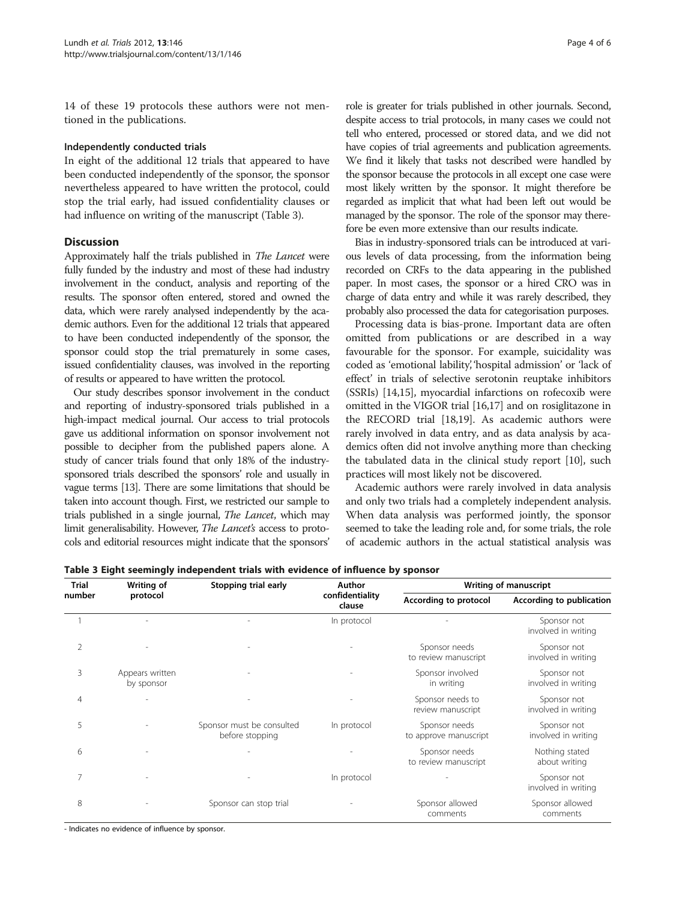14 of these 19 protocols these authors were not mentioned in the publications.

### Independently conducted trials

In eight of the additional 12 trials that appeared to have been conducted independently of the sponsor, the sponsor nevertheless appeared to have written the protocol, could stop the trial early, had issued confidentiality clauses or had influence on writing of the manuscript (Table 3).

## Discussion

Approximately half the trials published in *The Lancet* were fully funded by the industry and most of these had industry involvement in the conduct, analysis and reporting of the results. The sponsor often entered, stored and owned the data, which were rarely analysed independently by the academic authors. Even for the additional 12 trials that appeared to have been conducted independently of the sponsor, the sponsor could stop the trial prematurely in some cases, issued confidentiality clauses, was involved in the reporting of results or appeared to have written the protocol.

Our study describes sponsor involvement in the conduct and reporting of industry-sponsored trials published in a high-impact medical journal. Our access to trial protocols gave us additional information on sponsor involvement not possible to decipher from the published papers alone. A study of cancer trials found that only 18% of the industry-sponsored trials described the sponsors' role and usually in vague terms [13]. There are some limitations that should be taken into account though. First, we restricted our sample to trials published in a single journal, *The Lancet*, which may limit generalisability. However, *The Lancet's* access to protocols and editorial resources might indicate that the sponsors' role is greater for trials published in other journals. Second, despite access to trial protocols, in many cases we could not tell who entered, processed or stored data, and we did not have copies of trial agreements and publication agreements. We find it likely that tasks not described were handled by the sponsor because the protocols in all except one case were most likely written by the sponsor. It might therefore be regarded as implicit that what had been left out would be managed by the sponsor. The role of the sponsor may therefore be even more extensive than our results indicate.

Bias in industry-sponsored trials can be introduced at various levels of data processing, from the information being recorded on CRFs to the data appearing in the published paper. In most cases, the sponsor or a hired CRO was in charge of data entry and while it was rarely described, they probably also processed the data for categorisation purposes.

Processing data is bias-prone. Important data are often omitted from publications or are described in a way favourable for the sponsor. For example, suicidality was coded as 'emotional lability', 'hospital admission' or 'lack of effect' in trials of selective serotonin reuptake inhibitors (SSRIs) [14,15], myocardial infarctions on rofecoxib were omitted in the VIGOR trial [16,17] and on rosiglitazone in the RECORD trial [18,19]. As academic authors were rarely involved in data entry, and as data analysis by academics often did not involve anything more than checking the tabulated data in the clinical study report [10], such practices will most likely not be discovered.

Academic authors were rarely involved in data analysis and only two trials had a completely independent analysis. When data analysis was performed jointly, the sponsor seemed to take the leading role and, for some trials, the role of academic authors in the actual statistical analysis was

**Table 3 Eight seemingly independent trials with evidence of influence by sponsor**

| Trial number | Writing of protocol | Stopping trial early | Author confidentiality clause | Writing of manuscript | |
|---|---|---|---|---|---|
| | | | | According to protocol | According to publication |
| 1 | - | - | In protocol | - | Sponsor not involved in writing |
| 2 | - | - | - | Sponsor needs to review manuscript | Sponsor not involved in writing |
| 3 | Appears written by sponsor | - | - | Sponsor involved in writing | Sponsor not involved in writing |
| 4 | - | - | - | Sponsor needs to review manuscript | Sponsor not involved in writing |
| 5 | - | Sponsor must be consulted before stopping | In protocol | Sponsor needs to approve manuscript | Sponsor not involved in writing |
| 6 | - | - | - | Sponsor needs to review manuscript | Nothing stated about writing |
| 7 | - | - | In protocol | - | Sponsor not involved in writing |
| 8 | - | Sponsor can stop trial | - | Sponsor allowed comments | Sponsor allowed comments |

- Indicates no evidence of influence by sponsor.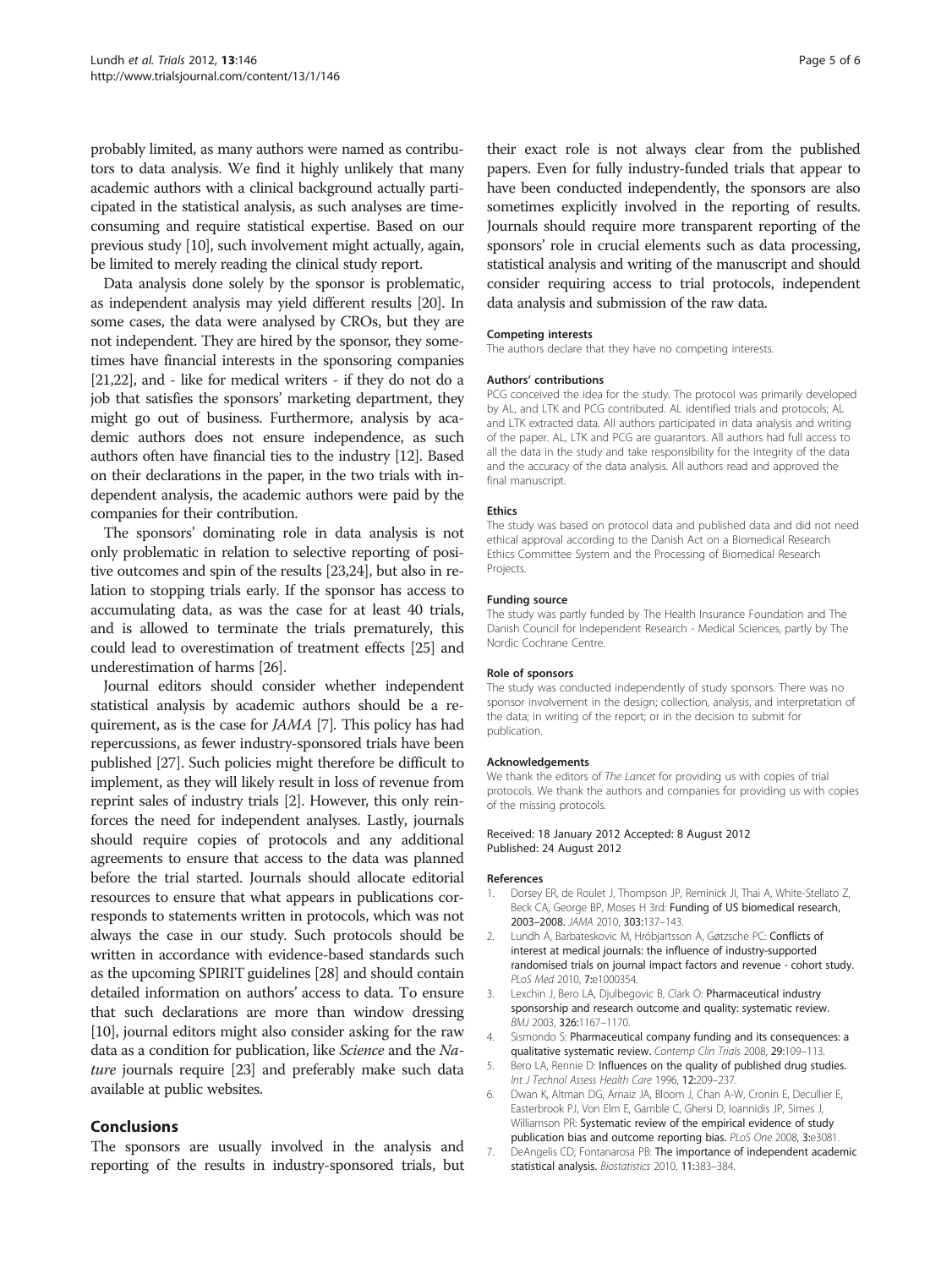probably limited, as many authors were named as contributors to data analysis. We find it highly unlikely that many academic authors with a clinical background actually participated in the statistical analysis, as such analyses are time-consuming and require statistical expertise. Based on our previous study [10], such involvement might actually, again, be limited to merely reading the clinical study report.

Data analysis done solely by the sponsor is problematic, as independent analysis may yield different results [20]. In some cases, the data were analysed by CROs, but they are not independent. They are hired by the sponsor, they sometimes have financial interests in the sponsoring companies [21,22], and - like for medical writers - if they do not do a job that satisfies the sponsors' marketing department, they might go out of business. Furthermore, analysis by academic authors does not ensure independence, as such authors often have financial ties to the industry [12]. Based on their declarations in the paper, in the two trials with independent analysis, the academic authors were paid by the companies for their contribution.

The sponsors' dominating role in data analysis is not only problematic in relation to selective reporting of positive outcomes and spin of the results [23,24], but also in relation to stopping trials early. If the sponsor has access to accumulating data, as was the case for at least 40 trials, and is allowed to terminate the trials prematurely, this could lead to overestimation of treatment effects [25] and underestimation of harms [26].

Journal editors should consider whether independent statistical analysis by academic authors should be a requirement, as is the case for *JAMA* [7]. This policy has had repercussions, as fewer industry-sponsored trials have been published [27]. Such policies might therefore be difficult to implement, as they will likely result in loss of revenue from reprint sales of industry trials [2]. However, this only reinforces the need for independent analyses. Lastly, journals should require copies of protocols and any additional agreements to ensure that access to the data was planned before the trial started. Journals should allocate editorial resources to ensure that what appears in publications corresponds to statements written in protocols, which was not always the case in our study. Such protocols should be written in accordance with evidence-based standards such as the upcoming SPIRIT guidelines [28] and should contain detailed information on authors' access to data. To ensure that such declarations are more than window dressing [10], journal editors might also consider asking for the raw data as a condition for publication, like *Science* and the *Nature* journals require [23] and preferably make such data available at public websites.

## Conclusions

The sponsors are usually involved in the analysis and reporting of the results in industry-sponsored trials, but their exact role is not always clear from the published papers. Even for fully industry-funded trials that appear to have been conducted independently, the sponsors are also sometimes explicitly involved in the reporting of results. Journals should require more transparent reporting of the sponsors' role in crucial elements such as data processing, statistical analysis and writing of the manuscript and should consider requiring access to trial protocols, independent data analysis and submission of the raw data.

#### Competing interests

The authors declare that they have no competing interests.

#### Authors' contributions

PCG conceived the idea for the study. The protocol was primarily developed by AL, and LTK and PCG contributed. AL identified trials and protocols; AL and LTK extracted data. All authors participated in data analysis and writing of the paper. AL, LTK and PCG are guarantors. All authors had full access to all the data in the study and take responsibility for the integrity of the data and the accuracy of the data analysis. All authors read and approved the final manuscript.

#### Ethics

The study was based on protocol data and published data and did not need ethical approval according to the Danish Act on a Biomedical Research Ethics Committee System and the Processing of Biomedical Research Projects.

#### Funding source

The study was partly funded by The Health Insurance Foundation and The Danish Council for Independent Research - Medical Sciences, partly by The Nordic Cochrane Centre.

#### Role of sponsors

The study was conducted independently of study sponsors. There was no sponsor involvement in the design; collection, analysis, and interpretation of the data; in writing of the report; or in the decision to submit for publication.

#### Acknowledgements

We thank the editors of *The Lancet* for providing us with copies of trial protocols. We thank the authors and companies for providing us with copies of the missing protocols.

Received: 18 January 2012 Accepted: 8 August 2012
Published: 24 August 2012

#### References

1. Dorsey ER, de Roulet J, Thompson JP, Reminick JI, Thai A, White-Stellato Z, Beck CA, George BP, Moses H 3rd: **Funding of US biomedical research, 2003–2008.** *JAMA* 2010, **303:**137–143.
2. Lundh A, Barbateskovic M, Hróbjartsson A, Gøtzsche PC: **Conflicts of interest at medical journals: the influence of industry-supported randomised trials on journal impact factors and revenue - cohort study.** *PLoS Med* 2010, **7:**e1000354.
3. Lexchin J, Bero LA, Djulbegovic B, Clark O: **Pharmaceutical industry sponsorship and research outcome and quality: systematic review.** *BMJ* 2003, **326:**1167–1170.
4. Sismondo S: **Pharmaceutical company funding and its consequences: a qualitative systematic review.** *Contemp Clin Trials* 2008, **29:**109–113.
5. Bero LA, Rennie D: **Influences on the quality of published drug studies.** *Int J Technol Assess Health Care* 1996, **12:**209–237.
6. Dwan K, Altman DG, Arnaiz JA, Bloom J, Chan A-W, Cronin E, Decullier E, Easterbrook PJ, Von Elm E, Gamble C, Ghersi D, Ioannidis JP, Simes J, Williamson PR: **Systematic review of the empirical evidence of study publication bias and outcome reporting bias.** *PLoS One* 2008, **3:**e3081.
7. DeAngelis CD, Fontanarosa PB: **The importance of independent academic statistical analysis.** *Biostatistics* 2010, **11:**383–384.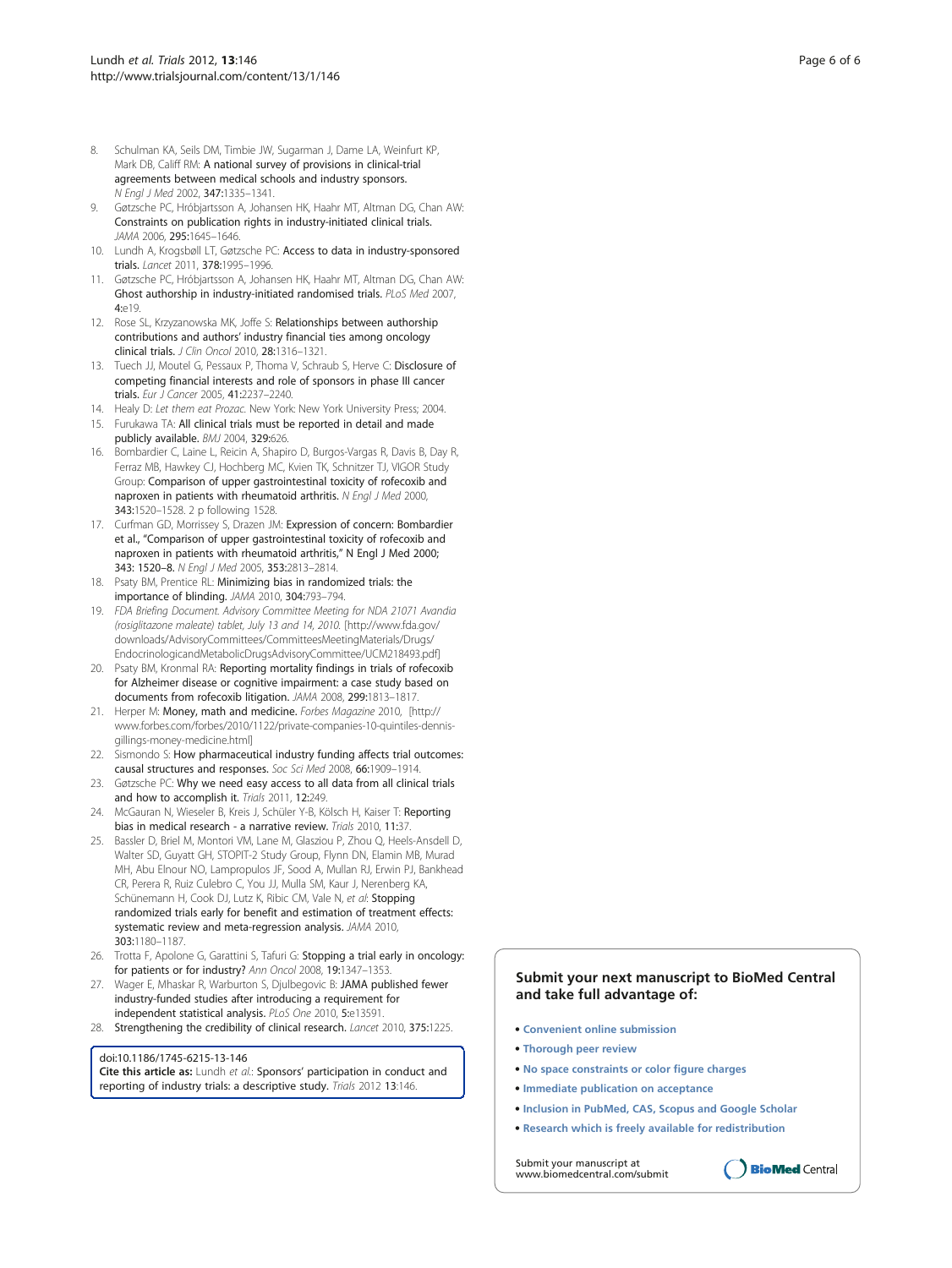8. Schulman KA, Seils DM, Timbie JW, Sugarman J, Dame LA, Weinfurt KP, Mark DB, Califf RM: A national survey of provisions in clinical-trial agreements between medical schools and industry sponsors. *N Engl J Med* 2002, **347**:1335–1341.
9. Gøtzsche PC, Hróbjartsson A, Johansen HK, Haahr MT, Altman DG, Chan AW: Constraints on publication rights in industry-initiated clinical trials. *JAMA* 2006, **295**:1645–1646.
10. Lundh A, Krogsbøll LT, Gøtzsche PC: Access to data in industry-sponsored trials. *Lancet* 2011, **378**:1995–1996.
11. Gøtzsche PC, Hróbjartsson A, Johansen HK, Haahr MT, Altman DG, Chan AW: Ghost authorship in industry-initiated randomised trials. *PLoS Med* 2007, **4**:e19.
12. Rose SL, Krzyzanowska MK, Joffe S: Relationships between authorship contributions and authors' industry financial ties among oncology clinical trials. *J Clin Oncol* 2010, **28**:1316–1321.
13. Tuech JJ, Moutel G, Pessaux P, Thoma V, Schraub S, Herve C: Disclosure of competing financial interests and role of sponsors in phase III cancer trials. *Eur J Cancer* 2005, **41**:2237–2240.
14. Healy D: *Let them eat Prozac*. New York: New York University Press; 2004.
15. Furukawa TA: All clinical trials must be reported in detail and made publicly available. *BMJ* 2004, **329**:626.
16. Bombardier C, Laine L, Reicin A, Shapiro D, Burgos-Vargas R, Davis B, Day R, Ferraz MB, Hawkey CJ, Hochberg MC, Kvien TK, Schnitzer TJ, VIGOR Study Group: Comparison of upper gastrointestinal toxicity of rofecoxib and naproxen in patients with rheumatoid arthritis. *N Engl J Med* 2000, **343**:1520–1528. 2 p following 1528.
17. Curfman GD, Morrissey S, Drazen JM: Expression of concern: Bombardier et al., "Comparison of upper gastrointestinal toxicity of rofecoxib and naproxen in patients with rheumatoid arthritis," N Engl J Med 2000; 343: 1520–8. *N Engl J Med* 2005, **353**:2813–2814.
18. Psaty BM, Prentice RL: Minimizing bias in randomized trials: the importance of blinding. *JAMA* 2010, **304**:793–794.
19. *FDA Briefing Document. Advisory Committee Meeting for NDA 21071 Avandia (rosiglitazone maleate) tablet, July 13 and 14, 2010.* [http://www.fda.gov/downloads/AdvisoryCommittees/CommitteesMeetingMaterials/Drugs/EndocrinologicandMetabolicDrugsAdvisoryCommittee/UCM218493.pdf]
20. Psaty BM, Kronmal RA: Reporting mortality findings in trials of rofecoxib for Alzheimer disease or cognitive impairment: a case study based on documents from rofecoxib litigation. *JAMA* 2008, **299**:1813–1817.
21. Herper M: Money, math and medicine. *Forbes Magazine* 2010, [http://www.forbes.com/forbes/2010/1122/private-companies-10-quintiles-dennis-gillings-money-medicine.html]
22. Sismondo S: How pharmaceutical industry funding affects trial outcomes: causal structures and responses. *Soc Sci Med* 2008, **66**:1909–1914.
23. Gøtzsche PC: Why we need easy access to all data from all clinical trials and how to accomplish it. *Trials* 2011, **12**:249.
24. McGauran N, Wieseler B, Kreis J, Schüler Y-B, Kölsch H, Kaiser T: Reporting bias in medical research - a narrative review. *Trials* 2010, **11**:37.
25. Bassler D, Briel M, Montori VM, Lane M, Glasziou P, Zhou Q, Heels-Ansdell D, Walter SD, Guyatt GH, STOPIT-2 Study Group, Flynn DN, Elamin MB, Murad MH, Abu Elnour NO, Lampropulos JF, Sood A, Mullan RJ, Erwin PJ, Bankhead CR, Perera R, Ruiz Culebro C, You JJ, Mulla SM, Kaur J, Nerenberg KA, Schünemann H, Cook DJ, Lutz K, Ribic CM, Vale N, *et al*: Stopping randomized trials early for benefit and estimation of treatment effects: systematic review and meta-regression analysis. *JAMA* 2010, **303**:1180–1187.
26. Trotta F, Apolone G, Garattini S, Tafuri G: Stopping a trial early in oncology: for patients or for industry? *Ann Oncol* 2008, **19**:1347–1353.
27. Wager E, Mhaskar R, Warburton S, Djulbegovic B: JAMA published fewer industry-funded studies after introducing a requirement for independent statistical analysis. *PLoS One* 2010, **5**:e13591.
28. Strengthening the credibility of clinical research. *Lancet* 2010, **375**:1225.

doi:10.1186/1745-6215-13-146
**Cite this article as:** Lundh *et al.*: Sponsors' participation in conduct and reporting of industry trials: a descriptive study. *Trials* 2012 **13**:146.

**Submit your next manuscript to BioMed Central and take full advantage of:**

- **Convenient online submission**
- **Thorough peer review**
- **No space constraints or color figure charges**
- **Immediate publication on acceptance**
- **Inclusion in PubMed, CAS, Scopus and Google Scholar**
- **Research which is freely available for redistribution**

Submit your manuscript at
www.biomedcentral.com/submit

BioMed Central